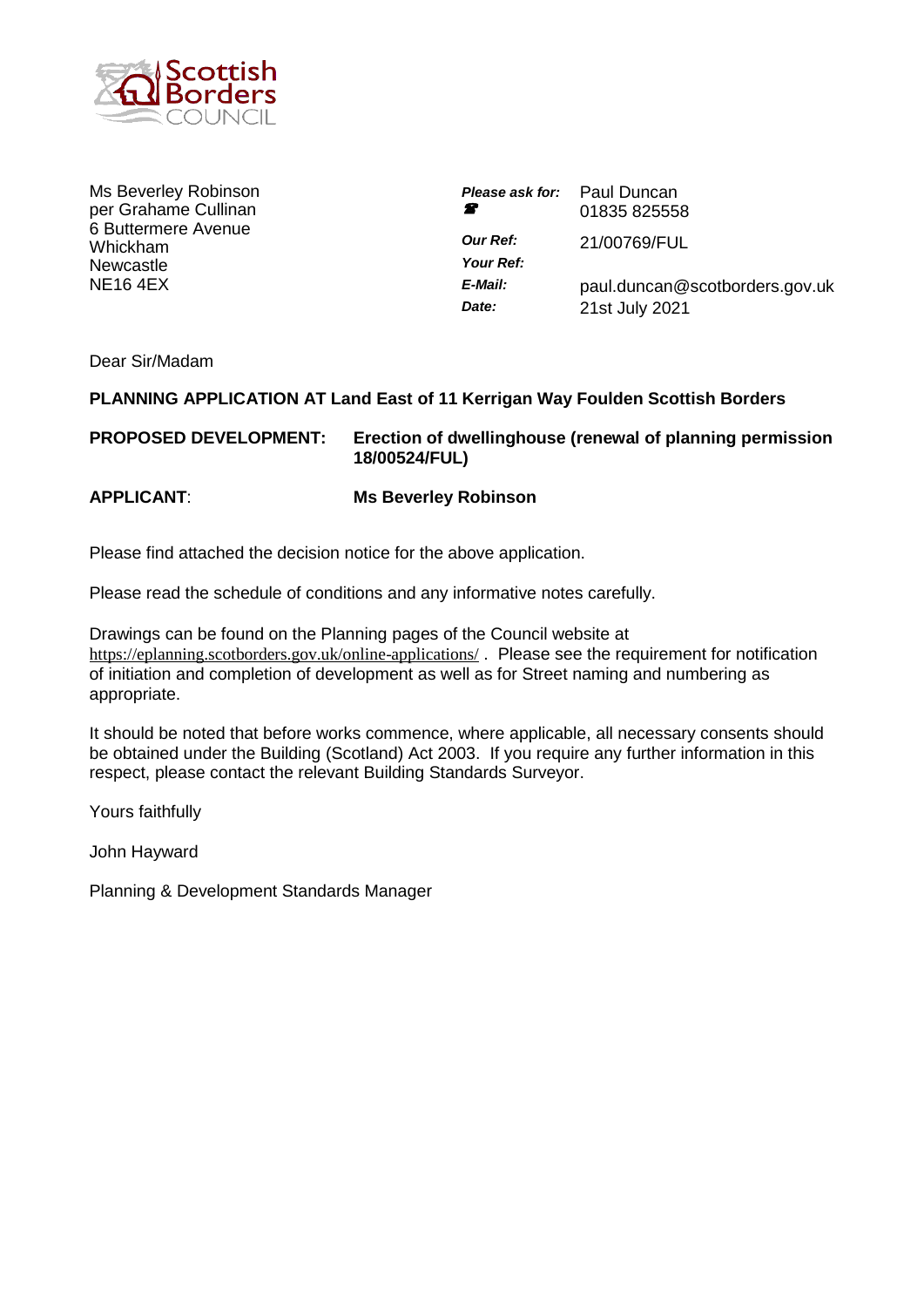Scottish Borders COUNCIL

Ms Beverley Robinson
per Grahame Cullinan
6 Buttermere Avenue
Whickham
Newcastle
NE16 4EX

| | |
|---|---|
| ***Please ask for:*** | Paul Duncan |
| ☎ | 01835 825558 |
| ***Our Ref:*** | 21/00769/FUL |
| ***Your Ref:*** | |
| ***E-Mail:*** | paul.duncan@scotborders.gov.uk |
| ***Date:*** | 21st July 2021 |

Dear Sir/Madam

**PLANNING APPLICATION AT Land East of 11 Kerrigan Way Foulden Scottish Borders**

**PROPOSED DEVELOPMENT:** **Erection of dwellinghouse (renewal of planning permission 18/00524/FUL)**

**APPLICANT**: **Ms Beverley Robinson**

Please find attached the decision notice for the above application.

Please read the schedule of conditions and any informative notes carefully.

Drawings can be found on the Planning pages of the Council website at https://eplanning.scotborders.gov.uk/online-applications/ . Please see the requirement for notification of initiation and completion of development as well as for Street naming and numbering as appropriate.

It should be noted that before works commence, where applicable, all necessary consents should be obtained under the Building (Scotland) Act 2003. If you require any further information in this respect, please contact the relevant Building Standards Surveyor.

Yours faithfully

John Hayward

Planning & Development Standards Manager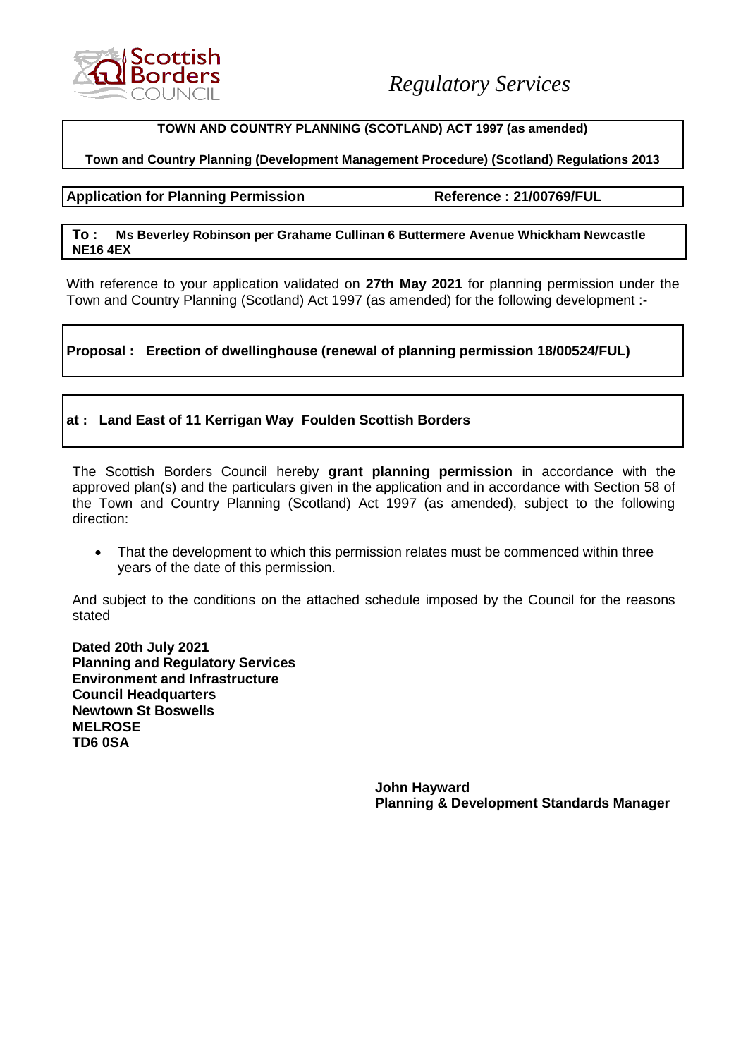Scottish Borders COUNCIL

*Regulatory Services*

**TOWN AND COUNTRY PLANNING (SCOTLAND) ACT 1997 (as amended)**

**Town and Country Planning (Development Management Procedure) (Scotland) Regulations 2013**

**Application for Planning Permission** | **Reference : 21/00769/FUL**

**To : Ms Beverley Robinson per Grahame Cullinan 6 Buttermere Avenue Whickham Newcastle NE16 4EX**

With reference to your application validated on **27th May 2021** for planning permission under the Town and Country Planning (Scotland) Act 1997 (as amended) for the following development :-

**Proposal : Erection of dwellinghouse (renewal of planning permission 18/00524/FUL)**

**at : Land East of 11 Kerrigan Way Foulden Scottish Borders**

The Scottish Borders Council hereby **grant planning permission** in accordance with the approved plan(s) and the particulars given in the application and in accordance with Section 58 of the Town and Country Planning (Scotland) Act 1997 (as amended), subject to the following direction:

- That the development to which this permission relates must be commenced within three years of the date of this permission.

And subject to the conditions on the attached schedule imposed by the Council for the reasons stated

**Dated 20th July 2021**
**Planning and Regulatory Services**
**Environment and Infrastructure**
**Council Headquarters**
**Newtown St Boswells**
**MELROSE**
**TD6 0SA**

**John Hayward**
**Planning & Development Standards Manager**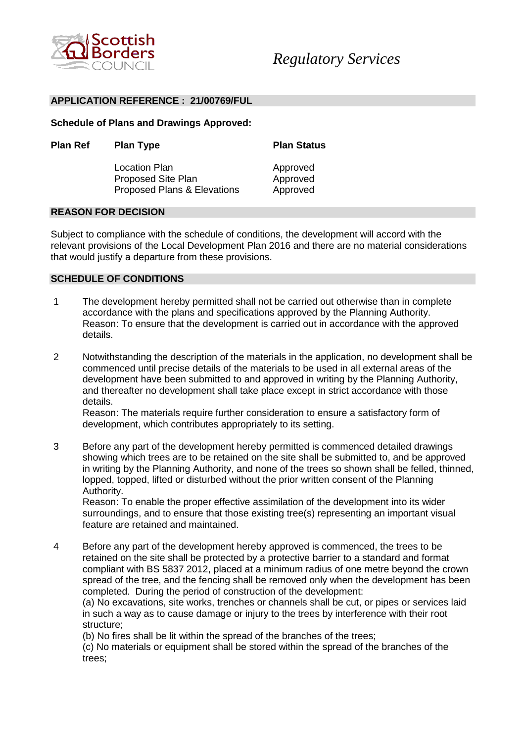Scottish Borders Council

*Regulatory Services*

## APPLICATION REFERENCE : 21/00769/FUL

**Schedule of Plans and Drawings Approved:**

| Plan Ref | Plan Type | Plan Status |
|---|---|---|
| | Location Plan | Approved |
| | Proposed Site Plan | Approved |
| | Proposed Plans & Elevations | Approved |

## REASON FOR DECISION

Subject to compliance with the schedule of conditions, the development will accord with the relevant provisions of the Local Development Plan 2016 and there are no material considerations that would justify a departure from these provisions.

## SCHEDULE OF CONDITIONS

1. The development hereby permitted shall not be carried out otherwise than in complete accordance with the plans and specifications approved by the Planning Authority.
Reason: To ensure that the development is carried out in accordance with the approved details.

2. Notwithstanding the description of the materials in the application, no development shall be commenced until precise details of the materials to be used in all external areas of the development have been submitted to and approved in writing by the Planning Authority, and thereafter no development shall take place except in strict accordance with those details.
Reason: The materials require further consideration to ensure a satisfactory form of development, which contributes appropriately to its setting.

3. Before any part of the development hereby permitted is commenced detailed drawings showing which trees are to be retained on the site shall be submitted to, and be approved in writing by the Planning Authority, and none of the trees so shown shall be felled, thinned, lopped, topped, lifted or disturbed without the prior written consent of the Planning Authority.
Reason: To enable the proper effective assimilation of the development into its wider surroundings, and to ensure that those existing tree(s) representing an important visual feature are retained and maintained.

4. Before any part of the development hereby approved is commenced, the trees to be retained on the site shall be protected by a protective barrier to a standard and format compliant with BS 5837 2012, placed at a minimum radius of one metre beyond the crown spread of the tree, and the fencing shall be removed only when the development has been completed. During the period of construction of the development:
(a) No excavations, site works, trenches or channels shall be cut, or pipes or services laid in such a way as to cause damage or injury to the trees by interference with their root structure;
(b) No fires shall be lit within the spread of the branches of the trees;
(c) No materials or equipment shall be stored within the spread of the branches of the trees;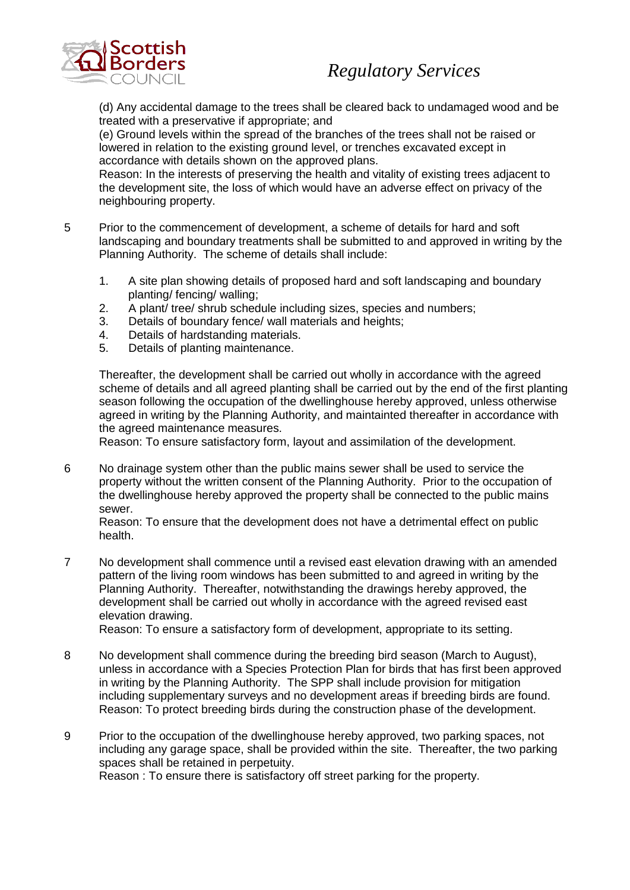(d) Any accidental damage to the trees shall be cleared back to undamaged wood and be treated with a preservative if appropriate; and
(e) Ground levels within the spread of the branches of the trees shall not be raised or lowered in relation to the existing ground level, or trenches excavated except in accordance with details shown on the approved plans.
Reason: In the interests of preserving the health and vitality of existing trees adjacent to the development site, the loss of which would have an adverse effect on privacy of the neighbouring property.

5 Prior to the commencement of development, a scheme of details for hard and soft landscaping and boundary treatments shall be submitted to and approved in writing by the Planning Authority. The scheme of details shall include:

1. A site plan showing details of proposed hard and soft landscaping and boundary planting/ fencing/ walling;
2. A plant/ tree/ shrub schedule including sizes, species and numbers;
3. Details of boundary fence/ wall materials and heights;
4. Details of hardstanding materials.
5. Details of planting maintenance.

Thereafter, the development shall be carried out wholly in accordance with the agreed scheme of details and all agreed planting shall be carried out by the end of the first planting season following the occupation of the dwellinghouse hereby approved, unless otherwise agreed in writing by the Planning Authority, and maintainted thereafter in accordance with the agreed maintenance measures.
Reason: To ensure satisfactory form, layout and assimilation of the development.

6 No drainage system other than the public mains sewer shall be used to service the property without the written consent of the Planning Authority. Prior to the occupation of the dwellinghouse hereby approved the property shall be connected to the public mains sewer.
Reason: To ensure that the development does not have a detrimental effect on public health.

7 No development shall commence until a revised east elevation drawing with an amended pattern of the living room windows has been submitted to and agreed in writing by the Planning Authority. Thereafter, notwithstanding the drawings hereby approved, the development shall be carried out wholly in accordance with the agreed revised east elevation drawing.
Reason: To ensure a satisfactory form of development, appropriate to its setting.

8 No development shall commence during the breeding bird season (March to August), unless in accordance with a Species Protection Plan for birds that has first been approved in writing by the Planning Authority. The SPP shall include provision for mitigation including supplementary surveys and no development areas if breeding birds are found.
Reason: To protect breeding birds during the construction phase of the development.

9 Prior to the occupation of the dwellinghouse hereby approved, two parking spaces, not including any garage space, shall be provided within the site. Thereafter, the two parking spaces shall be retained in perpetuity.
Reason : To ensure there is satisfactory off street parking for the property.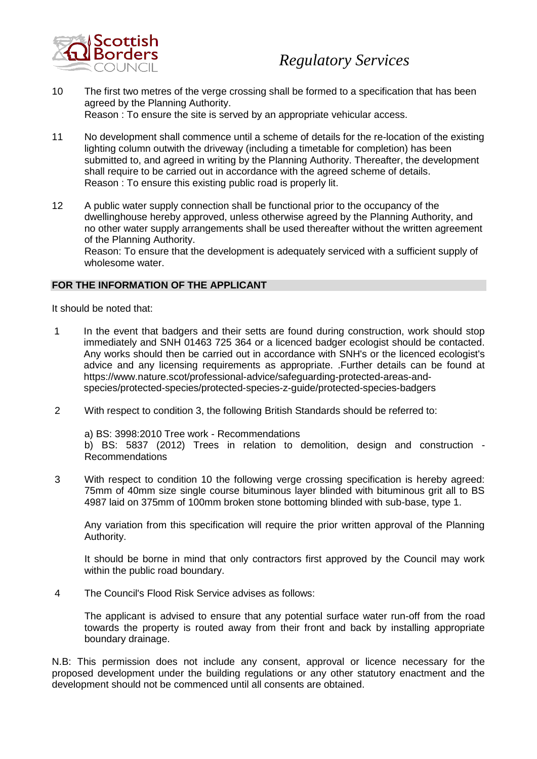10 The first two metres of the verge crossing shall be formed to a specification that has been agreed by the Planning Authority.
Reason : To ensure the site is served by an appropriate vehicular access.

11 No development shall commence until a scheme of details for the re-location of the existing lighting column outwith the driveway (including a timetable for completion) has been submitted to, and agreed in writing by the Planning Authority. Thereafter, the development shall require to be carried out in accordance with the agreed scheme of details.
Reason : To ensure this existing public road is properly lit.

12 A public water supply connection shall be functional prior to the occupancy of the dwellinghouse hereby approved, unless otherwise agreed by the Planning Authority, and no other water supply arrangements shall be used thereafter without the written agreement of the Planning Authority.
Reason: To ensure that the development is adequately serviced with a sufficient supply of wholesome water.

## FOR THE INFORMATION OF THE APPLICANT

It should be noted that:

1 In the event that badgers and their setts are found during construction, work should stop immediately and SNH 01463 725 364 or a licenced badger ecologist should be contacted. Any works should then be carried out in accordance with SNH's or the licenced ecologist's advice and any licensing requirements as appropriate. .Further details can be found at https://www.nature.scot/professional-advice/safeguarding-protected-areas-and-species/protected-species/protected-species-z-guide/protected-species-badgers

2 With respect to condition 3, the following British Standards should be referred to:

a) BS: 3998:2010 Tree work - Recommendations
b) BS: 5837 (2012) Trees in relation to demolition, design and construction - Recommendations

3 With respect to condition 10 the following verge crossing specification is hereby agreed: 75mm of 40mm size single course bituminous layer blinded with bituminous grit all to BS 4987 laid on 375mm of 100mm broken stone bottoming blinded with sub-base, type 1.

Any variation from this specification will require the prior written approval of the Planning Authority.

It should be borne in mind that only contractors first approved by the Council may work within the public road boundary.

4 The Council's Flood Risk Service advises as follows:

The applicant is advised to ensure that any potential surface water run-off from the road towards the property is routed away from their front and back by installing appropriate boundary drainage.

N.B: This permission does not include any consent, approval or licence necessary for the proposed development under the building regulations or any other statutory enactment and the development should not be commenced until all consents are obtained.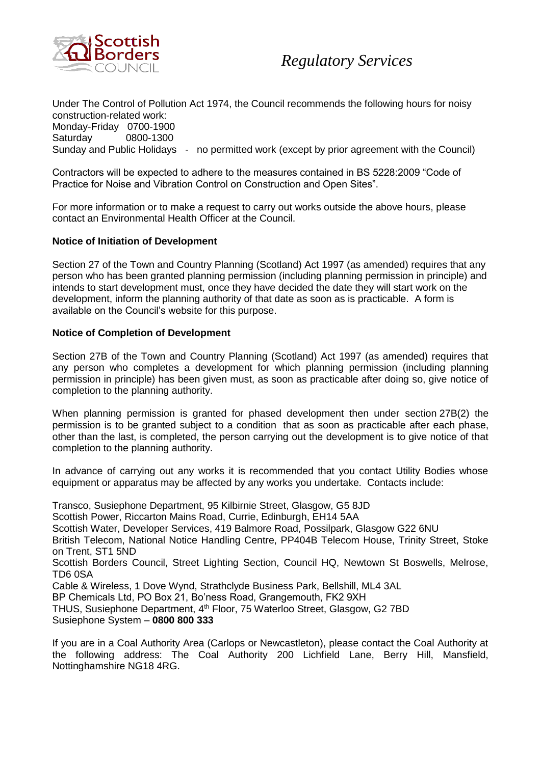*Regulatory Services*

Under The Control of Pollution Act 1974, the Council recommends the following hours for noisy construction-related work:
Monday-Friday 0700-1900
Saturday 0800-1300
Sunday and Public Holidays - no permitted work (except by prior agreement with the Council)

Contractors will be expected to adhere to the measures contained in BS 5228:2009 "Code of Practice for Noise and Vibration Control on Construction and Open Sites".

For more information or to make a request to carry out works outside the above hours, please contact an Environmental Health Officer at the Council.

**Notice of Initiation of Development**

Section 27 of the Town and Country Planning (Scotland) Act 1997 (as amended) requires that any person who has been granted planning permission (including planning permission in principle) and intends to start development must, once they have decided the date they will start work on the development, inform the planning authority of that date as soon as is practicable. A form is available on the Council's website for this purpose.

**Notice of Completion of Development**

Section 27B of the Town and Country Planning (Scotland) Act 1997 (as amended) requires that any person who completes a development for which planning permission (including planning permission in principle) has been given must, as soon as practicable after doing so, give notice of completion to the planning authority.

When planning permission is granted for phased development then under section 27B(2) the permission is to be granted subject to a condition that as soon as practicable after each phase, other than the last, is completed, the person carrying out the development is to give notice of that completion to the planning authority.

In advance of carrying out any works it is recommended that you contact Utility Bodies whose equipment or apparatus may be affected by any works you undertake. Contacts include:

Transco, Susiephone Department, 95 Kilbirnie Street, Glasgow, G5 8JD
Scottish Power, Riccarton Mains Road, Currie, Edinburgh, EH14 5AA
Scottish Water, Developer Services, 419 Balmore Road, Possilpark, Glasgow G22 6NU
British Telecom, National Notice Handling Centre, PP404B Telecom House, Trinity Street, Stoke on Trent, ST1 5ND
Scottish Borders Council, Street Lighting Section, Council HQ, Newtown St Boswells, Melrose, TD6 0SA
Cable & Wireless, 1 Dove Wynd, Strathclyde Business Park, Bellshill, ML4 3AL
BP Chemicals Ltd, PO Box 21, Bo'ness Road, Grangemouth, FK2 9XH
THUS, Susiephone Department, 4th Floor, 75 Waterloo Street, Glasgow, G2 7BD
Susiephone System – **0800 800 333**

If you are in a Coal Authority Area (Carlops or Newcastleton), please contact the Coal Authority at the following address: The Coal Authority 200 Lichfield Lane, Berry Hill, Mansfield, Nottinghamshire NG18 4RG.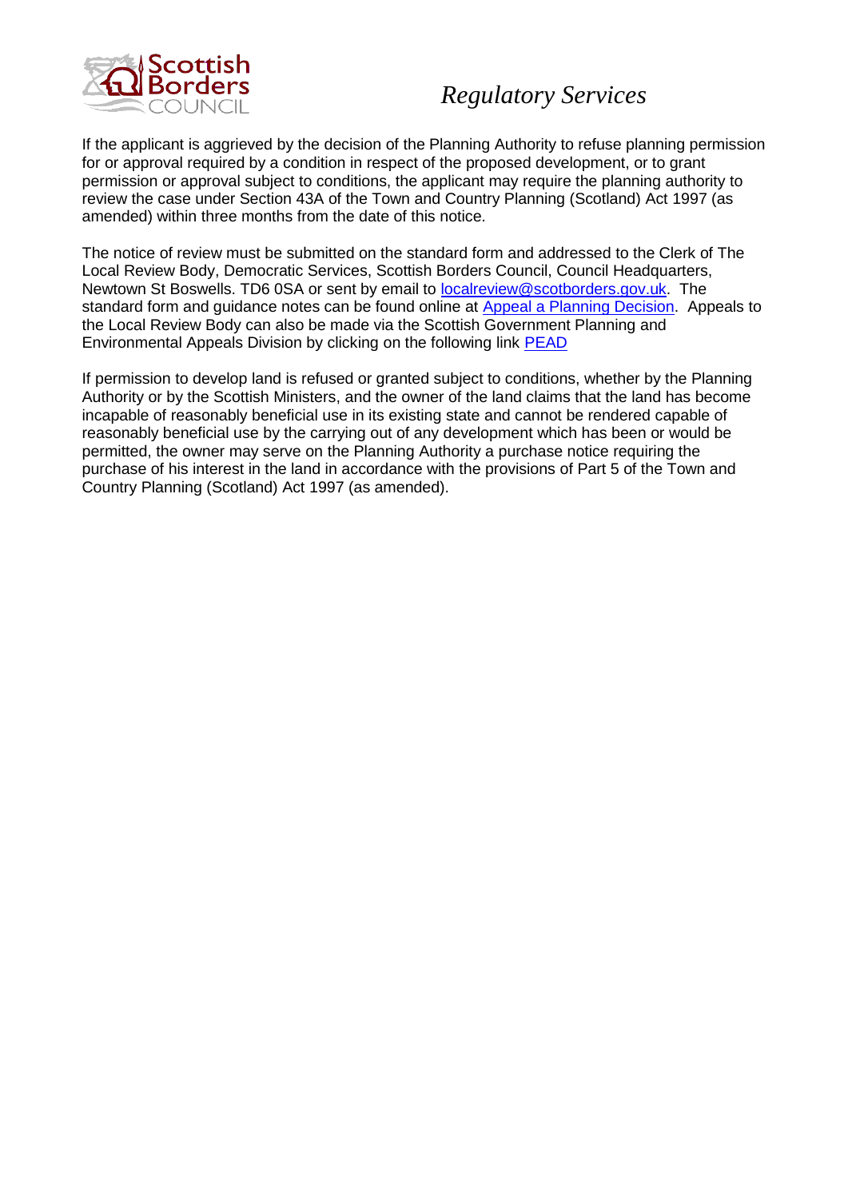*Regulatory Services*

If the applicant is aggrieved by the decision of the Planning Authority to refuse planning permission for or approval required by a condition in respect of the proposed development, or to grant permission or approval subject to conditions, the applicant may require the planning authority to review the case under Section 43A of the Town and Country Planning (Scotland) Act 1997 (as amended) within three months from the date of this notice.

The notice of review must be submitted on the standard form and addressed to the Clerk of The Local Review Body, Democratic Services, Scottish Borders Council, Council Headquarters, Newtown St Boswells. TD6 0SA or sent by email to localreview@scotborders.gov.uk. The standard form and guidance notes can be found online at Appeal a Planning Decision. Appeals to the Local Review Body can also be made via the Scottish Government Planning and Environmental Appeals Division by clicking on the following link PEAD

If permission to develop land is refused or granted subject to conditions, whether by the Planning Authority or by the Scottish Ministers, and the owner of the land claims that the land has become incapable of reasonably beneficial use in its existing state and cannot be rendered capable of reasonably beneficial use by the carrying out of any development which has been or would be permitted, the owner may serve on the Planning Authority a purchase notice requiring the purchase of his interest in the land in accordance with the provisions of Part 5 of the Town and Country Planning (Scotland) Act 1997 (as amended).